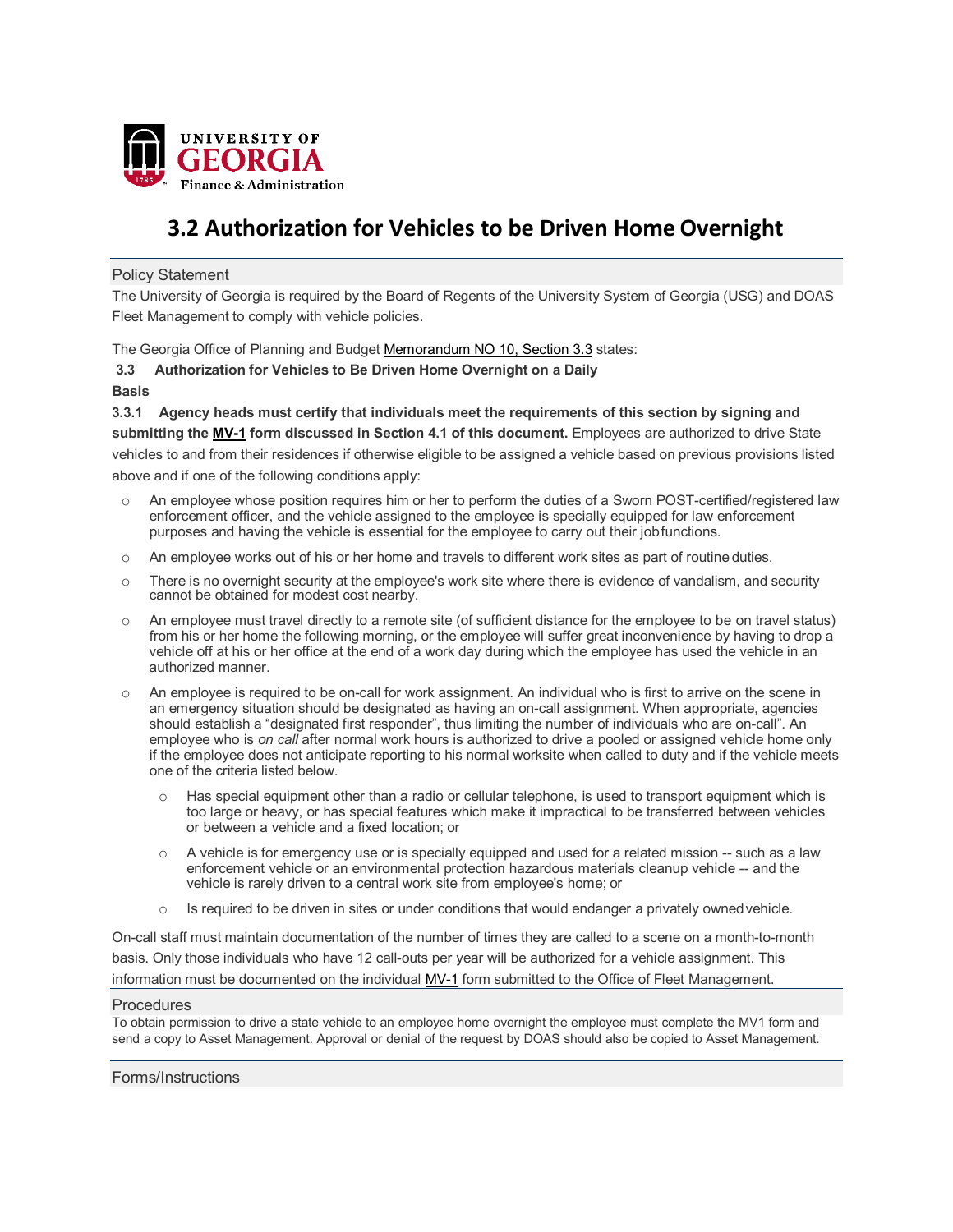UNIVERSITY OF GEORGIA
Finance & Administration

# 3.2 Authorization for Vehicles to be Driven Home Overnight

## Policy Statement

The University of Georgia is required by the Board of Regents of the University System of Georgia (USG) and DOAS Fleet Management to comply with vehicle policies.

The Georgia Office of Planning and Budget Memorandum NO 10, Section 3.3 states:

**3.3 Authorization for Vehicles to Be Driven Home Overnight on a Daily Basis**

**3.3.1 Agency heads must certify that individuals meet the requirements of this section by signing and submitting the MV-1 form discussed in Section 4.1 of this document.** Employees are authorized to drive State vehicles to and from their residences if otherwise eligible to be assigned a vehicle based on previous provisions listed above and if one of the following conditions apply:

- An employee whose position requires him or her to perform the duties of a Sworn POST-certified/registered law enforcement officer, and the vehicle assigned to the employee is specially equipped for law enforcement purposes and having the vehicle is essential for the employee to carry out their job functions.
- An employee works out of his or her home and travels to different work sites as part of routine duties.
- There is no overnight security at the employee's work site where there is evidence of vandalism, and security cannot be obtained for modest cost nearby.
- An employee must travel directly to a remote site (of sufficient distance for the employee to be on travel status) from his or her home the following morning, or the employee will suffer great inconvenience by having to drop a vehicle off at his or her office at the end of a work day during which the employee has used the vehicle in an authorized manner.
- An employee is required to be on-call for work assignment. An individual who is first to arrive on the scene in an emergency situation should be designated as having an on-call assignment. When appropriate, agencies should establish a "designated first responder", thus limiting the number of individuals who are on-call". An employee who is *on call* after normal work hours is authorized to drive a pooled or assigned vehicle home only if the employee does not anticipate reporting to his normal worksite when called to duty and if the vehicle meets one of the criteria listed below.
  - Has special equipment other than a radio or cellular telephone, is used to transport equipment which is too large or heavy, or has special features which make it impractical to be transferred between vehicles or between a vehicle and a fixed location; or
  - A vehicle is for emergency use or is specially equipped and used for a related mission -- such as a law enforcement vehicle or an environmental protection hazardous materials cleanup vehicle -- and the vehicle is rarely driven to a central work site from employee's home; or
  - Is required to be driven in sites or under conditions that would endanger a privately owned vehicle.

On-call staff must maintain documentation of the number of times they are called to a scene on a month-to-month basis. Only those individuals who have 12 call-outs per year will be authorized for a vehicle assignment. This information must be documented on the individual MV-1 form submitted to the Office of Fleet Management.

## Procedures

To obtain permission to drive a state vehicle to an employee home overnight the employee must complete the MV1 form and send a copy to Asset Management. Approval or denial of the request by DOAS should also be copied to Asset Management.

## Forms/Instructions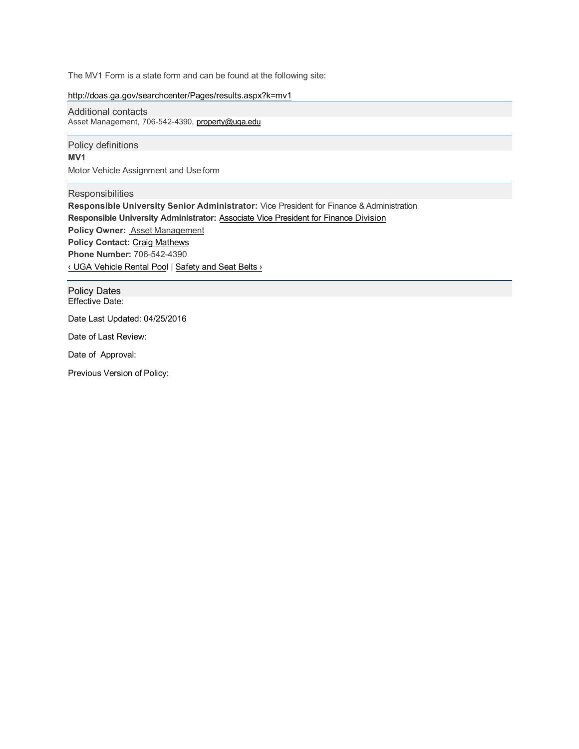The MV1 Form is a state form and can be found at the following site:

http://doas.ga.gov/searchcenter/Pages/results.aspx?k=mv1

## Additional contacts

Asset Management, 706-542-4390, property@uga.edu

## Policy definitions

**MV1**

Motor Vehicle Assignment and Use form

## Responsibilities

**Responsible University Senior Administrator:** Vice President for Finance & Administration

**Responsible University Administrator:** Associate Vice President for Finance Division

**Policy Owner:** Asset Management

**Policy Contact:** Craig Mathews

**Phone Number:** 706-542-4390

‹ UGA Vehicle Rental Pool | Safety and Seat Belts ›

## Policy Dates

Effective Date:

Date Last Updated: 04/25/2016

Date of Last Review:

Date of Approval:

Previous Version of Policy: